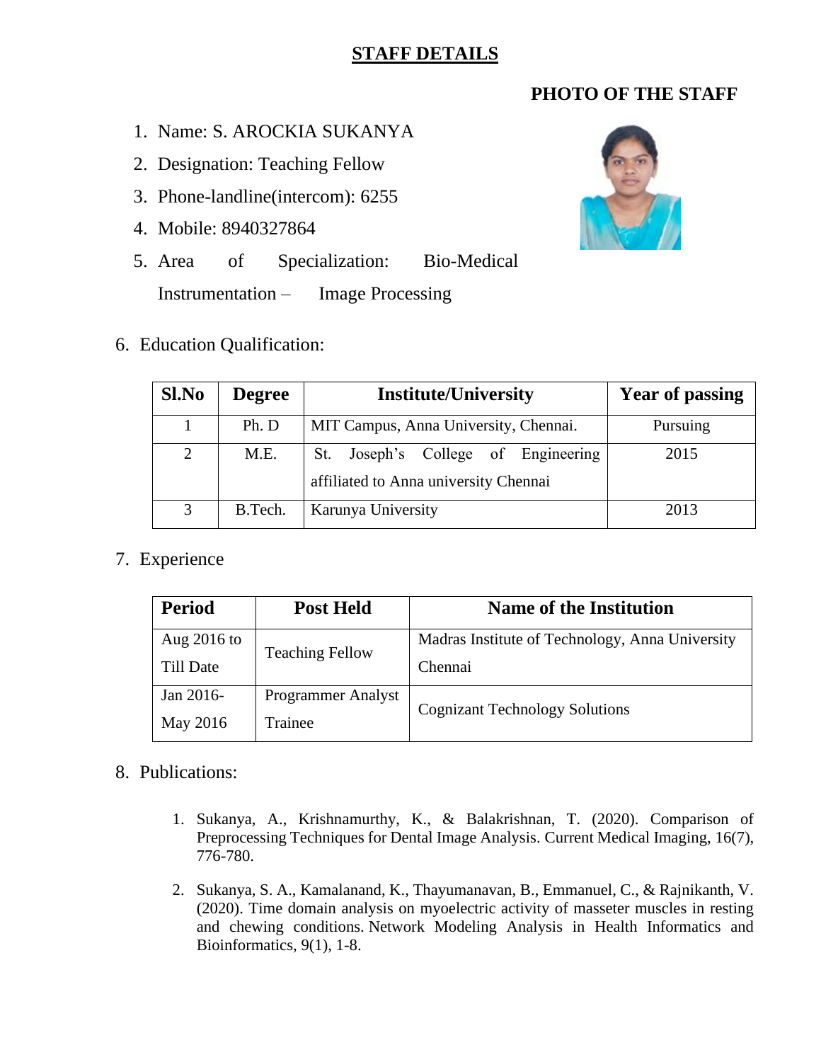# STAFF DETAILS

**PHOTO OF THE STAFF**

1. Name: S. AROCKIA SUKANYA
2. Designation: Teaching Fellow
3. Phone-landline(intercom): 6255
4. Mobile: 8940327864
5. Area of Specialization: Bio-Medical Instrumentation – Image Processing

6. Education Qualification:

| Sl.No | Degree | Institute/University | Year of passing |
|---|---|---|---|
| 1 | Ph. D | MIT Campus, Anna University, Chennai. | Pursuing |
| 2 | M.E. | St. Joseph's College of Engineering affiliated to Anna university Chennai | 2015 |
| 3 | B.Tech. | Karunya University | 2013 |

7. Experience

| Period | Post Held | Name of the Institution |
|---|---|---|
| Aug 2016 to Till Date | Teaching Fellow | Madras Institute of Technology, Anna University Chennai |
| Jan 2016- May 2016 | Programmer Analyst Trainee | Cognizant Technology Solutions |

8. Publications:

   1. Sukanya, A., Krishnamurthy, K., & Balakrishnan, T. (2020). Comparison of Preprocessing Techniques for Dental Image Analysis. Current Medical Imaging, 16(7), 776-780.

   2. Sukanya, S. A., Kamalanand, K., Thayumanavan, B., Emmanuel, C., & Rajnikanth, V. (2020). Time domain analysis on myoelectric activity of masseter muscles in resting and chewing conditions. Network Modeling Analysis in Health Informatics and Bioinformatics, 9(1), 1-8.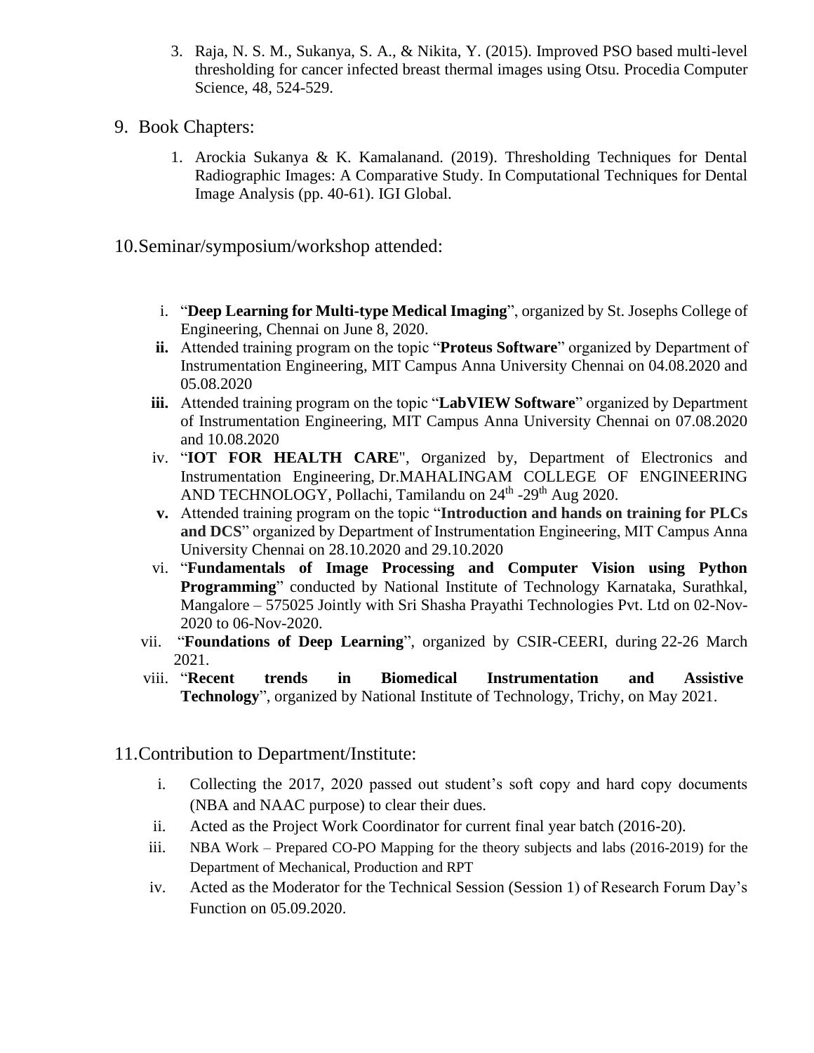3. Raja, N. S. M., Sukanya, S. A., & Nikita, Y. (2015). Improved PSO based multi-level thresholding for cancer infected breast thermal images using Otsu. Procedia Computer Science, 48, 524-529.

9. Book Chapters:

   1. Arockia Sukanya & K. Kamalanand. (2019). Thresholding Techniques for Dental Radiographic Images: A Comparative Study. In Computational Techniques for Dental Image Analysis (pp. 40-61). IGI Global.

10. Seminar/symposium/workshop attended:

   i. "**Deep Learning for Multi-type Medical Imaging**", organized by St. Josephs College of Engineering, Chennai on June 8, 2020.
   **ii.** Attended training program on the topic "**Proteus Software**" organized by Department of Instrumentation Engineering, MIT Campus Anna University Chennai on 04.08.2020 and 05.08.2020
   **iii.** Attended training program on the topic "**LabVIEW Software**" organized by Department of Instrumentation Engineering, MIT Campus Anna University Chennai on 07.08.2020 and 10.08.2020
   iv. "**IOT FOR HEALTH CARE**", Organized by, Department of Electronics and Instrumentation Engineering, Dr.MAHALINGAM COLLEGE OF ENGINEERING AND TECHNOLOGY, Pollachi, Tamilandu on 24th -29th Aug 2020.
   **v.** Attended training program on the topic "**Introduction and hands on training for PLCs and DCS**" organized by Department of Instrumentation Engineering, MIT Campus Anna University Chennai on 28.10.2020 and 29.10.2020
   vi. "**Fundamentals of Image Processing and Computer Vision using Python Programming**" conducted by National Institute of Technology Karnataka, Surathkal, Mangalore – 575025 Jointly with Sri Shasha Prayathi Technologies Pvt. Ltd on 02-Nov-2020 to 06-Nov-2020.
   vii. "**Foundations of Deep Learning**", organized by CSIR-CEERI, during 22-26 March 2021.
   viii. "**Recent trends in Biomedical Instrumentation and Assistive Technology**", organized by National Institute of Technology, Trichy, on May 2021.

11. Contribution to Department/Institute:

   i. Collecting the 2017, 2020 passed out student's soft copy and hard copy documents (NBA and NAAC purpose) to clear their dues.
   ii. Acted as the Project Work Coordinator for current final year batch (2016-20).
   iii. NBA Work – Prepared CO-PO Mapping for the theory subjects and labs (2016-2019) for the Department of Mechanical, Production and RPT
   iv. Acted as the Moderator for the Technical Session (Session 1) of Research Forum Day's Function on 05.09.2020.